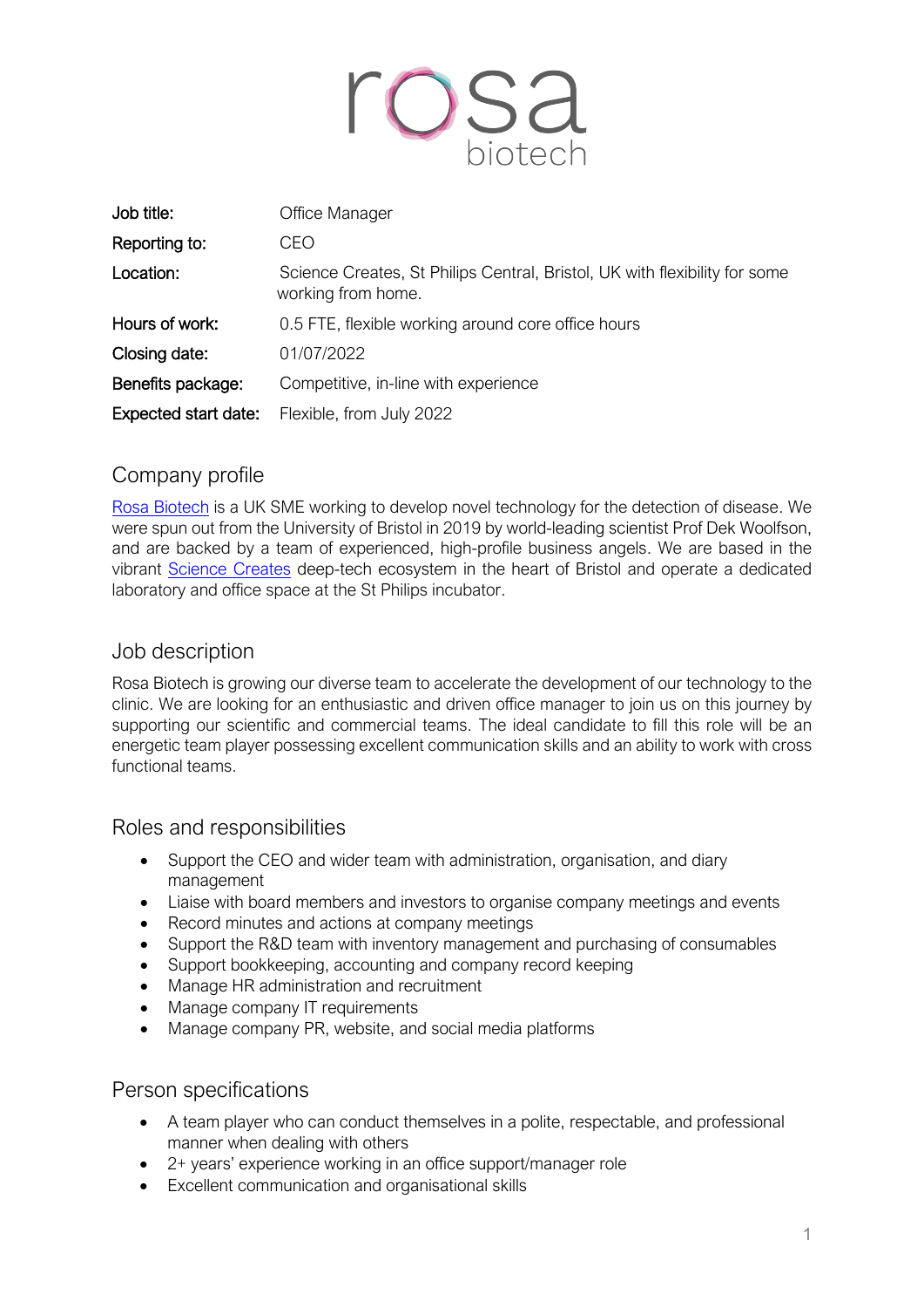rosa biotech

| Job title: | Office Manager |
|---|---|
| Reporting to: | CEO |
| Location: | Science Creates, St Philips Central, Bristol, UK with flexibility for some working from home. |
| Hours of work: | 0.5 FTE, flexible working around core office hours |
| Closing date: | 01/07/2022 |
| Benefits package: | Competitive, in-line with experience |
| Expected start date: | Flexible, from July 2022 |

## Company profile

Rosa Biotech is a UK SME working to develop novel technology for the detection of disease. We were spun out from the University of Bristol in 2019 by world-leading scientist Prof Dek Woolfson, and are backed by a team of experienced, high-profile business angels. We are based in the vibrant Science Creates deep-tech ecosystem in the heart of Bristol and operate a dedicated laboratory and office space at the St Philips incubator.

## Job description

Rosa Biotech is growing our diverse team to accelerate the development of our technology to the clinic. We are looking for an enthusiastic and driven office manager to join us on this journey by supporting our scientific and commercial teams. The ideal candidate to fill this role will be an energetic team player possessing excellent communication skills and an ability to work with cross functional teams.

## Roles and responsibilities

- Support the CEO and wider team with administration, organisation, and diary management
- Liaise with board members and investors to organise company meetings and events
- Record minutes and actions at company meetings
- Support the R&D team with inventory management and purchasing of consumables
- Support bookkeeping, accounting and company record keeping
- Manage HR administration and recruitment
- Manage company IT requirements
- Manage company PR, website, and social media platforms

## Person specifications

- A team player who can conduct themselves in a polite, respectable, and professional manner when dealing with others
- 2+ years' experience working in an office support/manager role
- Excellent communication and organisational skills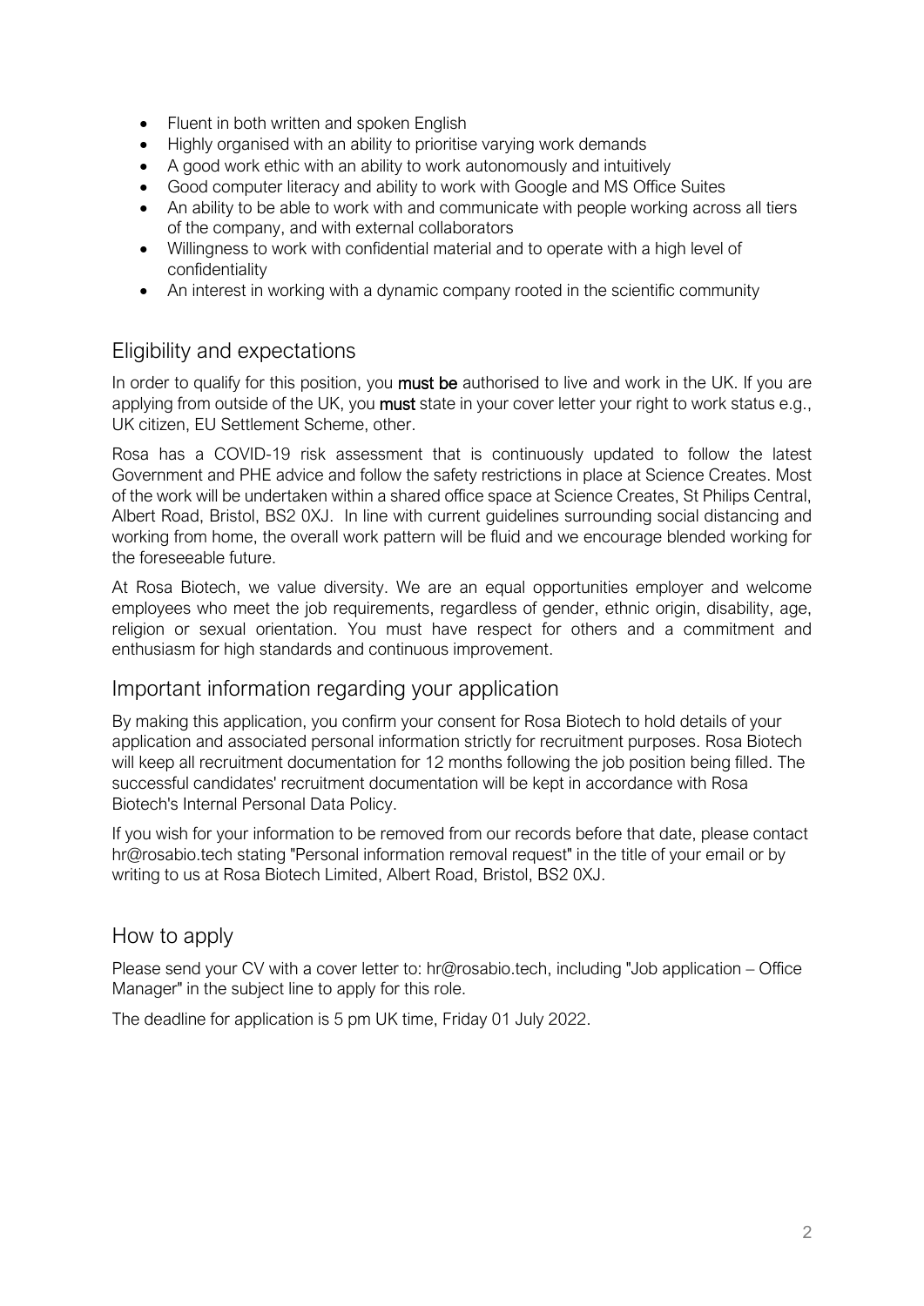- Fluent in both written and spoken English
- Highly organised with an ability to prioritise varying work demands
- A good work ethic with an ability to work autonomously and intuitively
- Good computer literacy and ability to work with Google and MS Office Suites
- An ability to be able to work with and communicate with people working across all tiers of the company, and with external collaborators
- Willingness to work with confidential material and to operate with a high level of confidentiality
- An interest in working with a dynamic company rooted in the scientific community

## Eligibility and expectations

In order to qualify for this position, you **must be** authorised to live and work in the UK. If you are applying from outside of the UK, you **must** state in your cover letter your right to work status e.g., UK citizen, EU Settlement Scheme, other.

Rosa has a COVID-19 risk assessment that is continuously updated to follow the latest Government and PHE advice and follow the safety restrictions in place at Science Creates. Most of the work will be undertaken within a shared office space at Science Creates, St Philips Central, Albert Road, Bristol, BS2 0XJ. In line with current guidelines surrounding social distancing and working from home, the overall work pattern will be fluid and we encourage blended working for the foreseeable future.

At Rosa Biotech, we value diversity. We are an equal opportunities employer and welcome employees who meet the job requirements, regardless of gender, ethnic origin, disability, age, religion or sexual orientation. You must have respect for others and a commitment and enthusiasm for high standards and continuous improvement.

## Important information regarding your application

By making this application, you confirm your consent for Rosa Biotech to hold details of your application and associated personal information strictly for recruitment purposes. Rosa Biotech will keep all recruitment documentation for 12 months following the job position being filled. The successful candidates' recruitment documentation will be kept in accordance with Rosa Biotech's Internal Personal Data Policy.

If you wish for your information to be removed from our records before that date, please contact hr@rosabio.tech stating "Personal information removal request" in the title of your email or by writing to us at Rosa Biotech Limited, Albert Road, Bristol, BS2 0XJ.

## How to apply

Please send your CV with a cover letter to: hr@rosabio.tech, including "Job application – Office Manager" in the subject line to apply for this role.

The deadline for application is 5 pm UK time, Friday 01 July 2022.